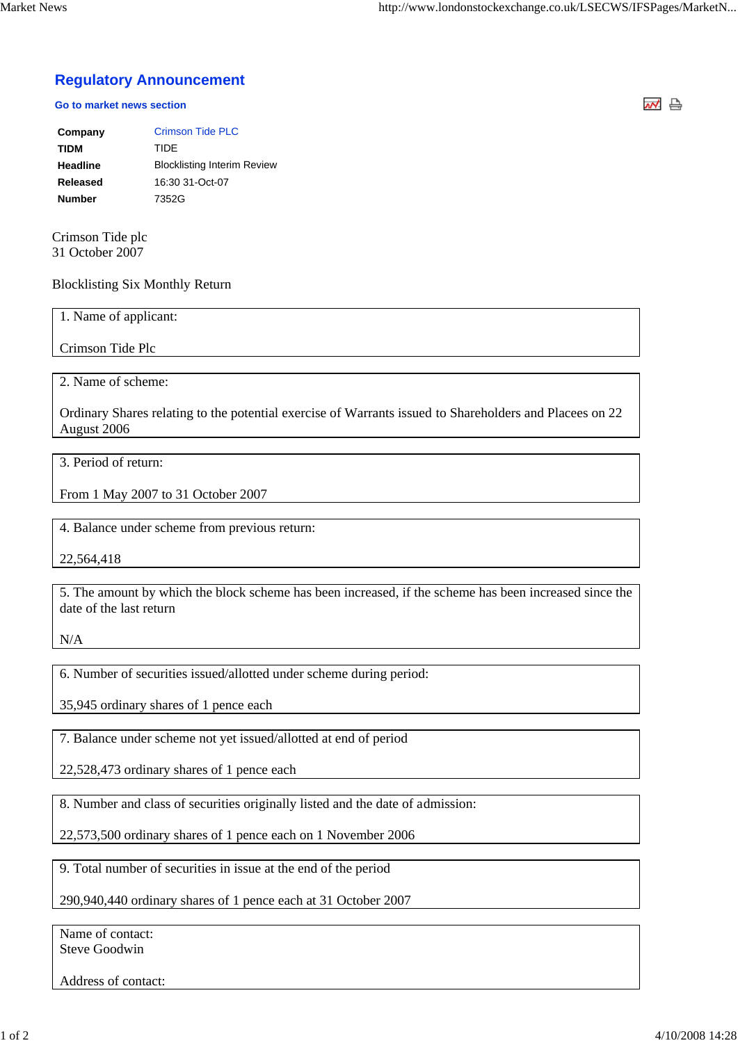## Regulatory Announcement

**Go to market news section**

| | |
|---|---|
| **Company** | Crimson Tide PLC |
| **TIDM** | TIDE |
| **Headline** | Blocklisting Interim Review |
| **Released** | 16:30 31-Oct-07 |
| **Number** | 7352G |

Crimson Tide plc
31 October 2007

Blocklisting Six Monthly Return

1. Name of applicant:

Crimson Tide Plc

2. Name of scheme:

Ordinary Shares relating to the potential exercise of Warrants issued to Shareholders and Placees on 22 August 2006

3. Period of return:

From 1 May 2007 to 31 October 2007

4. Balance under scheme from previous return:

22,564,418

5. The amount by which the block scheme has been increased, if the scheme has been increased since the date of the last return

N/A

6. Number of securities issued/allotted under scheme during period:

35,945 ordinary shares of 1 pence each

7. Balance under scheme not yet issued/allotted at end of period

22,528,473 ordinary shares of 1 pence each

8. Number and class of securities originally listed and the date of admission:

22,573,500 ordinary shares of 1 pence each on 1 November 2006

9. Total number of securities in issue at the end of the period

290,940,440 ordinary shares of 1 pence each at 31 October 2007

Name of contact:
Steve Goodwin

Address of contact: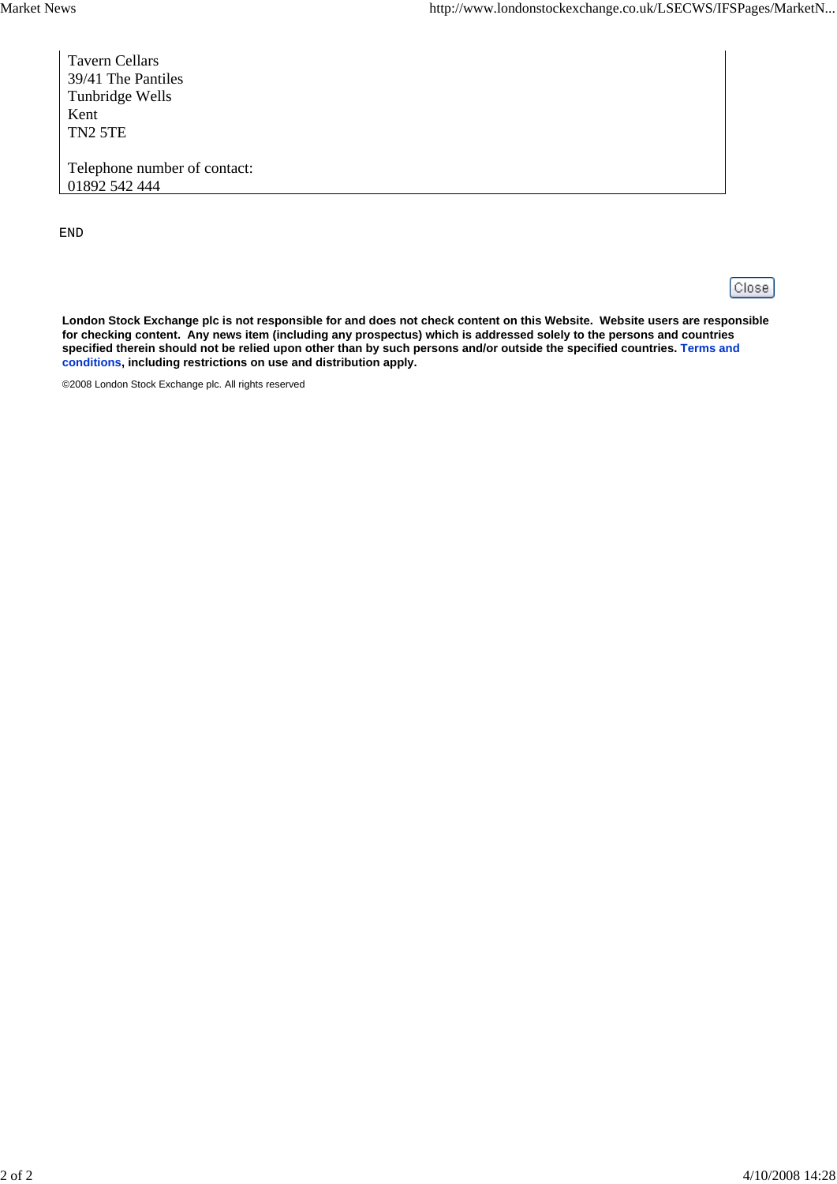Tavern Cellars
39/41 The Pantiles
Tunbridge Wells
Kent
TN2 5TE

Telephone number of contact:
01892 542 444

END

Close

**London Stock Exchange plc is not responsible for and does not check content on this Website. Website users are responsible for checking content. Any news item (including any prospectus) which is addressed solely to the persons and countries specified therein should not be relied upon other than by such persons and/or outside the specified countries. Terms and conditions, including restrictions on use and distribution apply.**

©2008 London Stock Exchange plc. All rights reserved